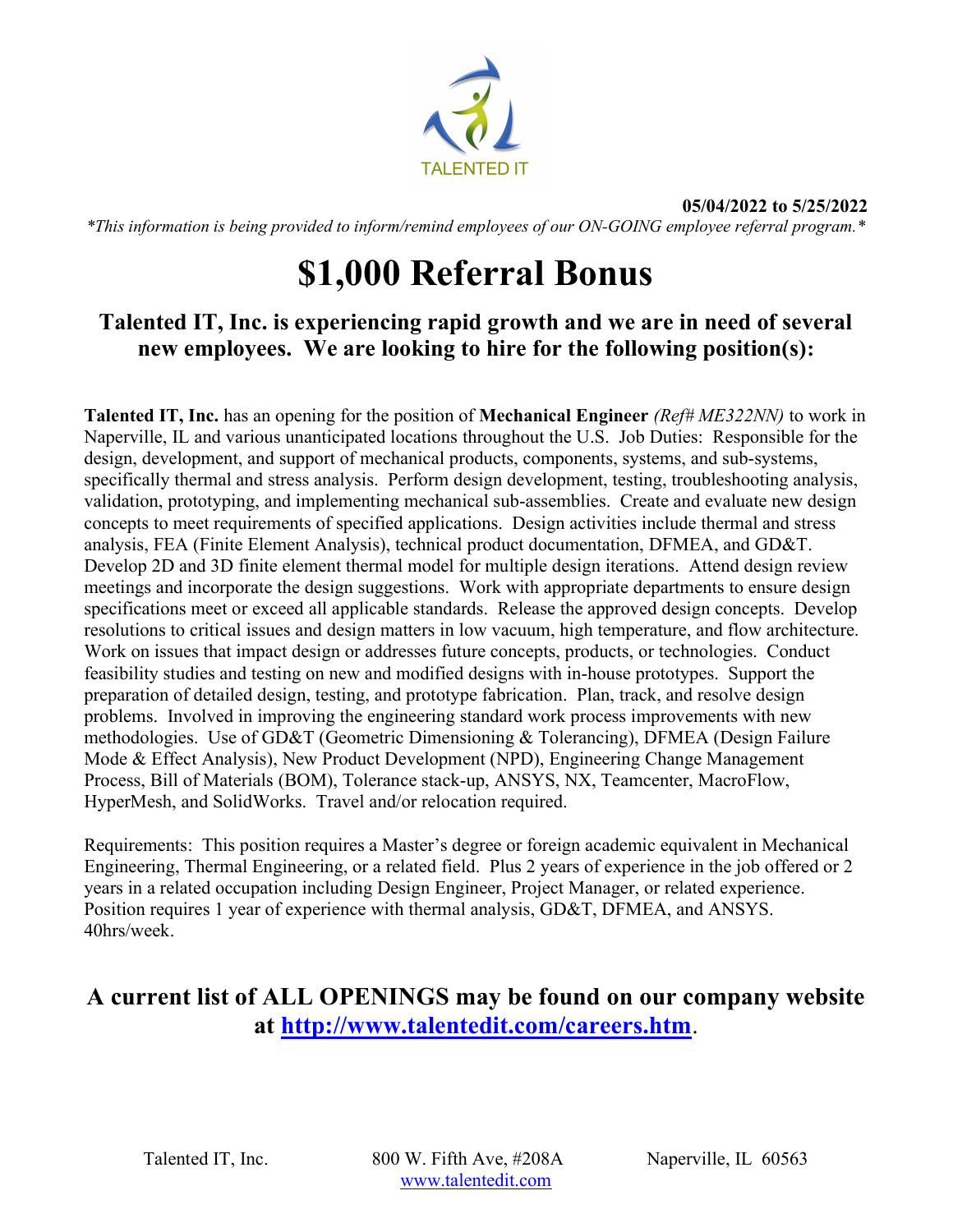TALENTED IT

**05/04/2022 to 5/25/2022**

*\*This information is being provided to inform/remind employees of our ON-GOING employee referral program.\**

# $1,000 Referral Bonus

## Talented IT, Inc. is experiencing rapid growth and we are in need of several new employees. We are looking to hire for the following position(s):

**Talented IT, Inc.** has an opening for the position of **Mechanical Engineer** *(Ref# ME322NN)* to work in Naperville, IL and various unanticipated locations throughout the U.S. Job Duties: Responsible for the design, development, and support of mechanical products, components, systems, and sub-systems, specifically thermal and stress analysis. Perform design development, testing, troubleshooting analysis, validation, prototyping, and implementing mechanical sub-assemblies. Create and evaluate new design concepts to meet requirements of specified applications. Design activities include thermal and stress analysis, FEA (Finite Element Analysis), technical product documentation, DFMEA, and GD&T. Develop 2D and 3D finite element thermal model for multiple design iterations. Attend design review meetings and incorporate the design suggestions. Work with appropriate departments to ensure design specifications meet or exceed all applicable standards. Release the approved design concepts. Develop resolutions to critical issues and design matters in low vacuum, high temperature, and flow architecture. Work on issues that impact design or addresses future concepts, products, or technologies. Conduct feasibility studies and testing on new and modified designs with in-house prototypes. Support the preparation of detailed design, testing, and prototype fabrication. Plan, track, and resolve design problems. Involved in improving the engineering standard work process improvements with new methodologies. Use of GD&T (Geometric Dimensioning & Tolerancing), DFMEA (Design Failure Mode & Effect Analysis), New Product Development (NPD), Engineering Change Management Process, Bill of Materials (BOM), Tolerance stack-up, ANSYS, NX, Teamcenter, MacroFlow, HyperMesh, and SolidWorks. Travel and/or relocation required.

Requirements: This position requires a Master's degree or foreign academic equivalent in Mechanical Engineering, Thermal Engineering, or a related field. Plus 2 years of experience in the job offered or 2 years in a related occupation including Design Engineer, Project Manager, or related experience. Position requires 1 year of experience with thermal analysis, GD&T, DFMEA, and ANSYS. 40hrs/week.

## A current list of ALL OPENINGS may be found on our company website at [http://www.talentedit.com/careers.htm](http://www.talentedit.com/careers.htm).

Talented IT, Inc. 800 W. Fifth Ave, #208A Naperville, IL 60563
[www.talentedit.com](http://www.talentedit.com)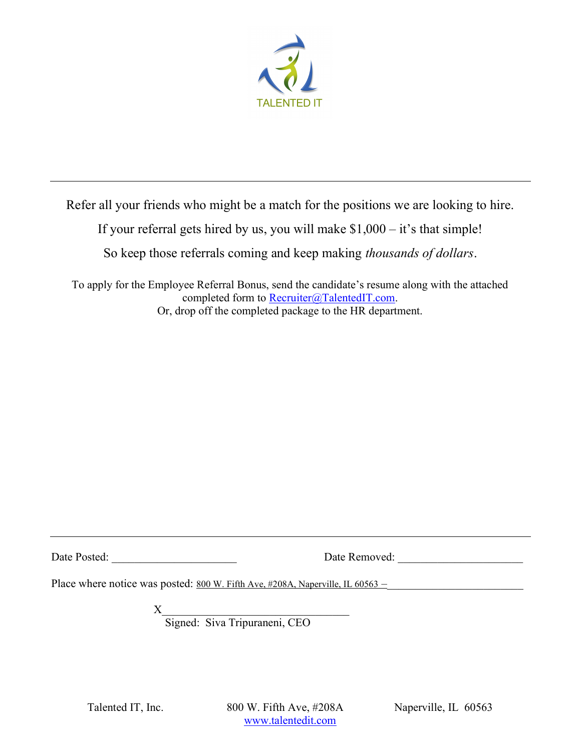TALENTED IT

---

Refer all your friends who might be a match for the positions we are looking to hire.

If your referral gets hired by us, you will make $1,000 – it's that simple!

So keep those referrals coming and keep making *thousands of dollars*.

To apply for the Employee Referral Bonus, send the candidate's resume along with the attached completed form to Recruiter@TalentedIT.com.
Or, drop off the completed package to the HR department.

---

Date Posted: ______________________ Date Removed: ______________________

Place where notice was posted: 800 W. Fifth Ave, #208A, Naperville, IL 60563 – ________________________

X________________________________
Signed: Siva Tripuraneni, CEO

Talented IT, Inc. 800 W. Fifth Ave, #208A Naperville, IL 60563
www.talentedit.com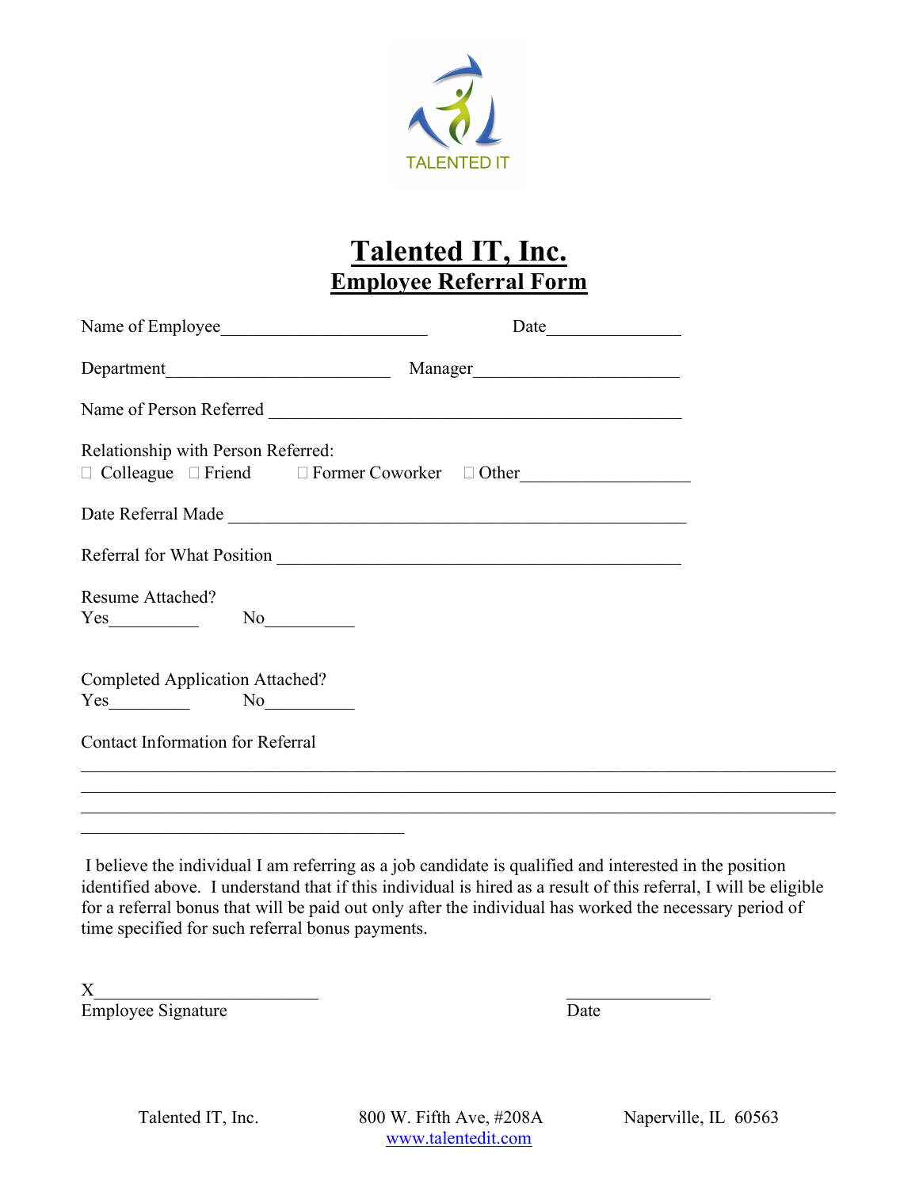TALENTED IT

# Talented IT, Inc.
## Employee Referral Form

Name of Employee_______________________ Date_______________

Department_________________________ Manager_______________________

Name of Person Referred ______________________________________________

Relationship with Person Referred:
☐ Colleague ☐ Friend ☐ Former Coworker ☐ Other__________________

Date Referral Made ___________________________________________________

Referral for What Position _____________________________________________

Resume Attached?
Yes__________ No__________

Completed Application Attached?
Yes_________ No__________

Contact Information for Referral

_____________________________________________________________________________________
_____________________________________________________________________________________
_____________________________________________________________________________________
____________________________________

I believe the individual I am referring as a job candidate is qualified and interested in the position identified above. I understand that if this individual is hired as a result of this referral, I will be eligible for a referral bonus that will be paid out only after the individual has worked the necessary period of time specified for such referral bonus payments.

X_________________________ ________________
Employee Signature Date

Talented IT, Inc. 800 W. Fifth Ave, #208A Naperville, IL 60563
www.talentedit.com